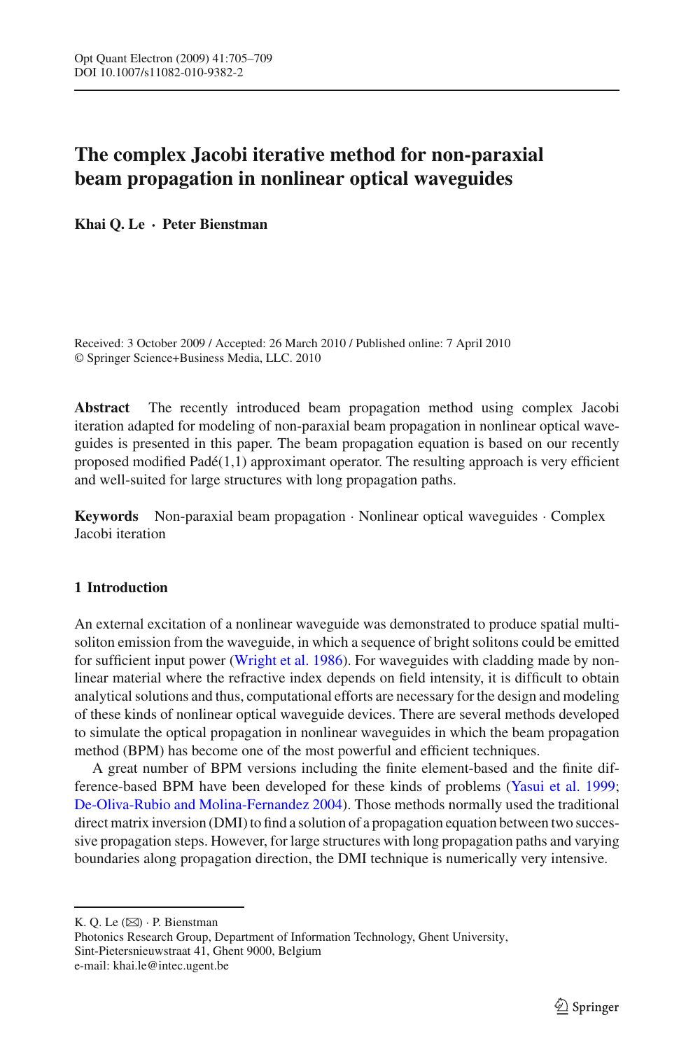# The complex Jacobi iterative method for non-paraxial beam propagation in nonlinear optical waveguides

**Khai Q. Le · Peter Bienstman**

Received: 3 October 2009 / Accepted: 26 March 2010 / Published online: 7 April 2010
© Springer Science+Business Media, LLC. 2010

**Abstract** The recently introduced beam propagation method using complex Jacobi iteration adapted for modeling of non-paraxial beam propagation in nonlinear optical waveguides is presented in this paper. The beam propagation equation is based on our recently proposed modified Padé(1,1) approximant operator. The resulting approach is very efficient and well-suited for large structures with long propagation paths.

**Keywords** Non-paraxial beam propagation · Nonlinear optical waveguides · Complex Jacobi iteration

## 1 Introduction

An external excitation of a nonlinear waveguide was demonstrated to produce spatial multi-soliton emission from the waveguide, in which a sequence of bright solitons could be emitted for sufficient input power (Wright et al. 1986). For waveguides with cladding made by nonlinear material where the refractive index depends on field intensity, it is difficult to obtain analytical solutions and thus, computational efforts are necessary for the design and modeling of these kinds of nonlinear optical waveguide devices. There are several methods developed to simulate the optical propagation in nonlinear waveguides in which the beam propagation method (BPM) has become one of the most powerful and efficient techniques.

A great number of BPM versions including the finite element-based and the finite difference-based BPM have been developed for these kinds of problems (Yasui et al. 1999; De-Oliva-Rubio and Molina-Fernandez 2004). Those methods normally used the traditional direct matrix inversion (DMI) to find a solution of a propagation equation between two successive propagation steps. However, for large structures with long propagation paths and varying boundaries along propagation direction, the DMI technique is numerically very intensive.

K. Q. Le (✉) · P. Bienstman
Photonics Research Group, Department of Information Technology, Ghent University, Sint-Pietersnieuwstraat 41, Ghent 9000, Belgium
e-mail: khai.le@intec.ugent.be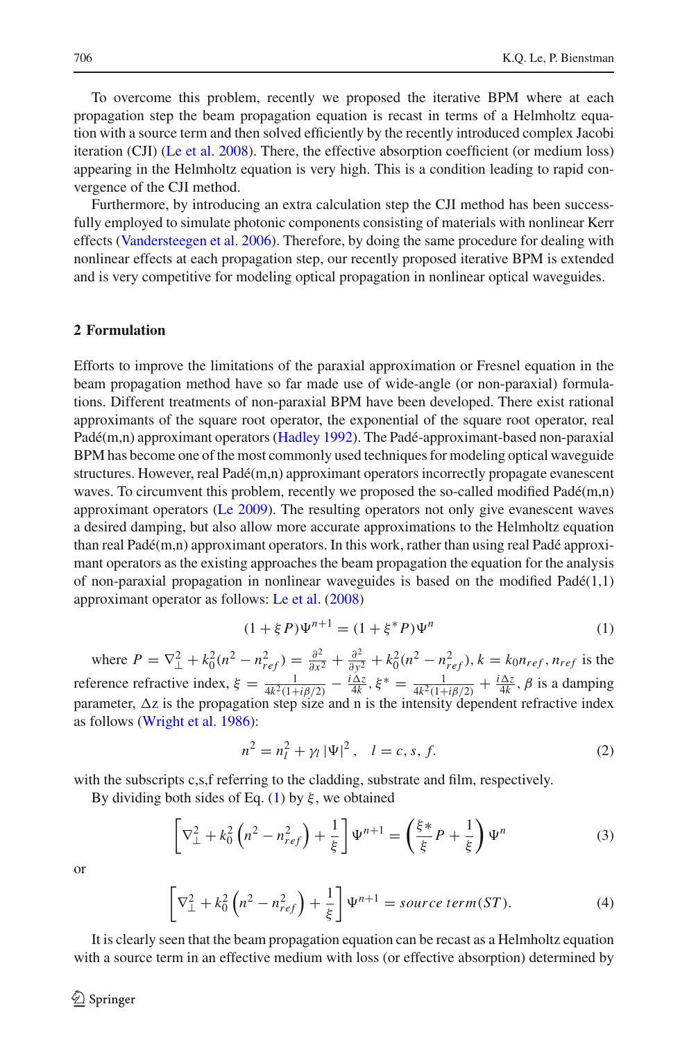To overcome this problem, recently we proposed the iterative BPM where at each propagation step the beam propagation equation is recast in terms of a Helmholtz equation with a source term and then solved efficiently by the recently introduced complex Jacobi iteration (CJI) (Le et al. 2008). There, the effective absorption coefficient (or medium loss) appearing in the Helmholtz equation is very high. This is a condition leading to rapid convergence of the CJI method.

Furthermore, by introducing an extra calculation step the CJI method has been successfully employed to simulate photonic components consisting of materials with nonlinear Kerr effects (Vandersteegen et al. 2006). Therefore, by doing the same procedure for dealing with nonlinear effects at each propagation step, our recently proposed iterative BPM is extended and is very competitive for modeling optical propagation in nonlinear optical waveguides.

## 2 Formulation

Efforts to improve the limitations of the paraxial approximation or Fresnel equation in the beam propagation method have so far made use of wide-angle (or non-paraxial) formulations. Different treatments of non-paraxial BPM have been developed. There exist rational approximants of the square root operator, the exponential of the square root operator, real Padé(m,n) approximant operators (Hadley 1992). The Padé-approximant-based non-paraxial BPM has become one of the most commonly used techniques for modeling optical waveguide structures. However, real Padé(m,n) approximant operators incorrectly propagate evanescent waves. To circumvent this problem, recently we proposed the so-called modified Padé(m,n) approximant operators (Le 2009). The resulting operators not only give evanescent waves a desired damping, but also allow more accurate approximations to the Helmholtz equation than real Padé(m,n) approximant operators. In this work, rather than using real Padé approximant operators as the existing approaches the beam propagation the equation for the analysis of non-paraxial propagation in nonlinear waveguides is based on the modified Padé(1,1) approximant operator as follows: Le et al. (2008)

$$(1 + \xi P)\Psi^{n+1} = (1 + \xi^* P)\Psi^n \tag{1}$$

where $P = \nabla_\perp^2 + k_0^2(n^2 - n_{ref}^2) = \frac{\partial^2}{\partial x^2} + \frac{\partial^2}{\partial y^2} + k_0^2(n^2 - n_{ref}^2)$, $k = k_0 n_{ref}$, $n_{ref}$ is the reference refractive index, $\xi = \frac{1}{4k^2(1+i\beta/2)} - \frac{i\Delta z}{4k}$, $\xi^* = \frac{1}{4k^2(1+i\beta/2)} + \frac{i\Delta z}{4k}$, $\beta$ is a damping parameter, $\Delta z$ is the propagation step size and n is the intensity dependent refractive index as follows (Wright et al. 1986):

$$n^2 = n_l^2 + \gamma_l |\Psi|^2, \quad l = c, s, f. \tag{2}$$

with the subscripts c,s,f referring to the cladding, substrate and film, respectively.

By dividing both sides of Eq. (1) by $\xi$, we obtained

$$\left[\nabla_\perp^2 + k_0^2\left(n^2 - n_{ref}^2\right) + \frac{1}{\xi}\right]\Psi^{n+1} = \left(\frac{\xi*}{\xi}P + \frac{1}{\xi}\right)\Psi^n \tag{3}$$

or

$$\left[\nabla_\perp^2 + k_0^2\left(n^2 - n_{ref}^2\right) + \frac{1}{\xi}\right]\Psi^{n+1} = source\ term(ST). \tag{4}$$

It is clearly seen that the beam propagation equation can be recast as a Helmholtz equation with a source term in an effective medium with loss (or effective absorption) determined by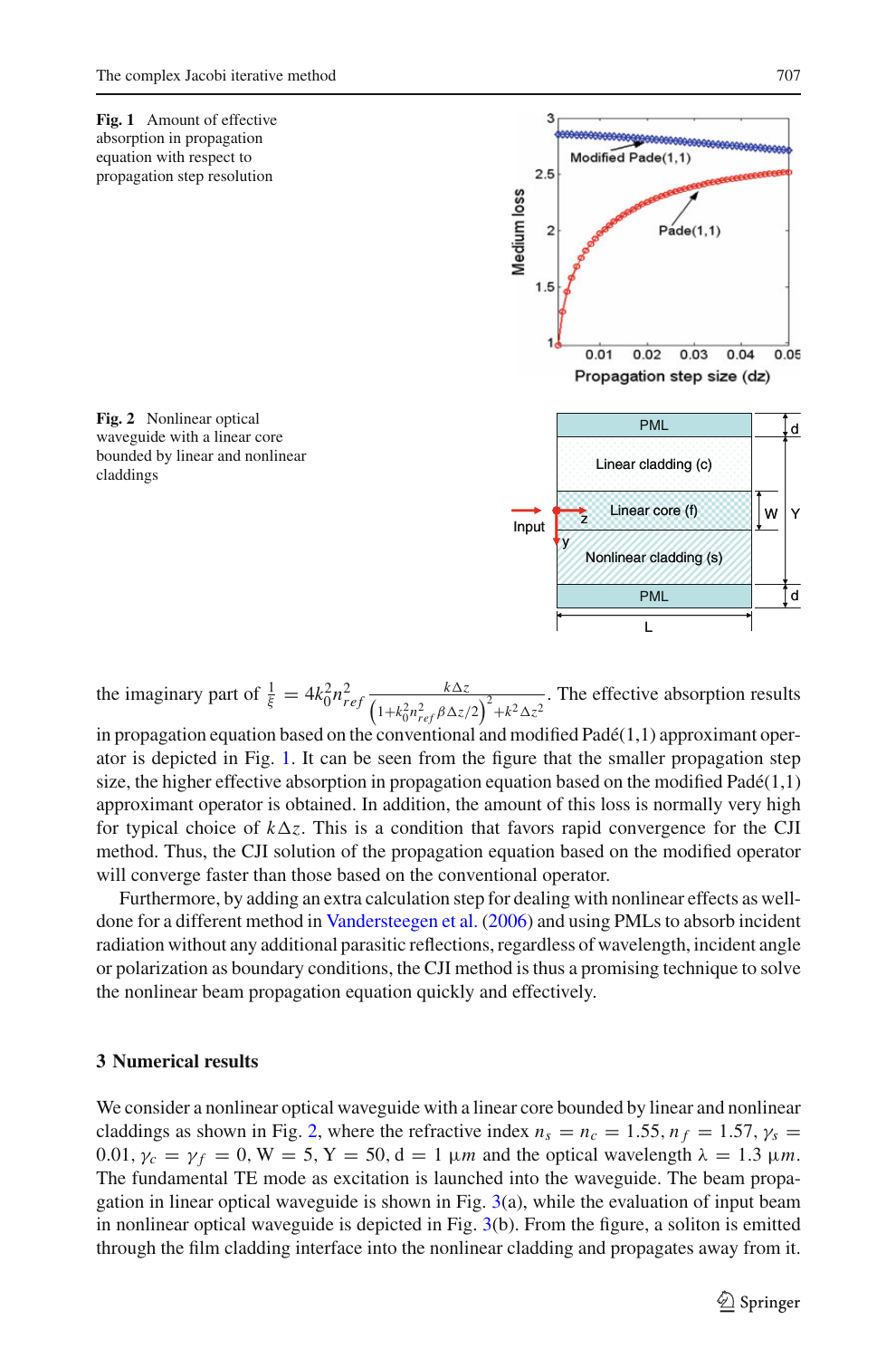**Fig. 1** Amount of effective absorption in propagation equation with respect to propagation step resolution

**Fig. 2** Nonlinear optical waveguide with a linear core bounded by linear and nonlinear claddings

the imaginary part of $\frac{1}{\xi} = 4k_0^2 n_{ref}^2 \frac{k\Delta z}{\left(1+k_0^2 n_{ref}^2 \beta \Delta z/2\right)^2 + k^2 \Delta z^2}$. The effective absorption results in propagation equation based on the conventional and modified Padé(1,1) approximant operator is depicted in Fig. 1. It can be seen from the figure that the smaller propagation step size, the higher effective absorption in propagation equation based on the modified Padé(1,1) approximant operator is obtained. In addition, the amount of this loss is normally very high for typical choice of $k\Delta z$. This is a condition that favors rapid convergence for the CJI method. Thus, the CJI solution of the propagation equation based on the modified operator will converge faster than those based on the conventional operator.

Furthermore, by adding an extra calculation step for dealing with nonlinear effects as well-done for a different method in Vandersteegen et al. (2006) and using PMLs to absorb incident radiation without any additional parasitic reflections, regardless of wavelength, incident angle or polarization as boundary conditions, the CJI method is thus a promising technique to solve the nonlinear beam propagation equation quickly and effectively.

## 3 Numerical results

We consider a nonlinear optical waveguide with a linear core bounded by linear and nonlinear claddings as shown in Fig. 2, where the refractive index $n_s = n_c = 1.55$, $n_f = 1.57$, $\gamma_s = 0.01$, $\gamma_c = \gamma_f = 0$, W = 5, Y = 50, d = 1 μm and the optical wavelength $\lambda = 1.3$ μm. The fundamental TE mode as excitation is launched into the waveguide. The beam propagation in linear optical waveguide is shown in Fig. 3(a), while the evaluation of input beam in nonlinear optical waveguide is depicted in Fig. 3(b). From the figure, a soliton is emitted through the film cladding interface into the nonlinear cladding and propagates away from it.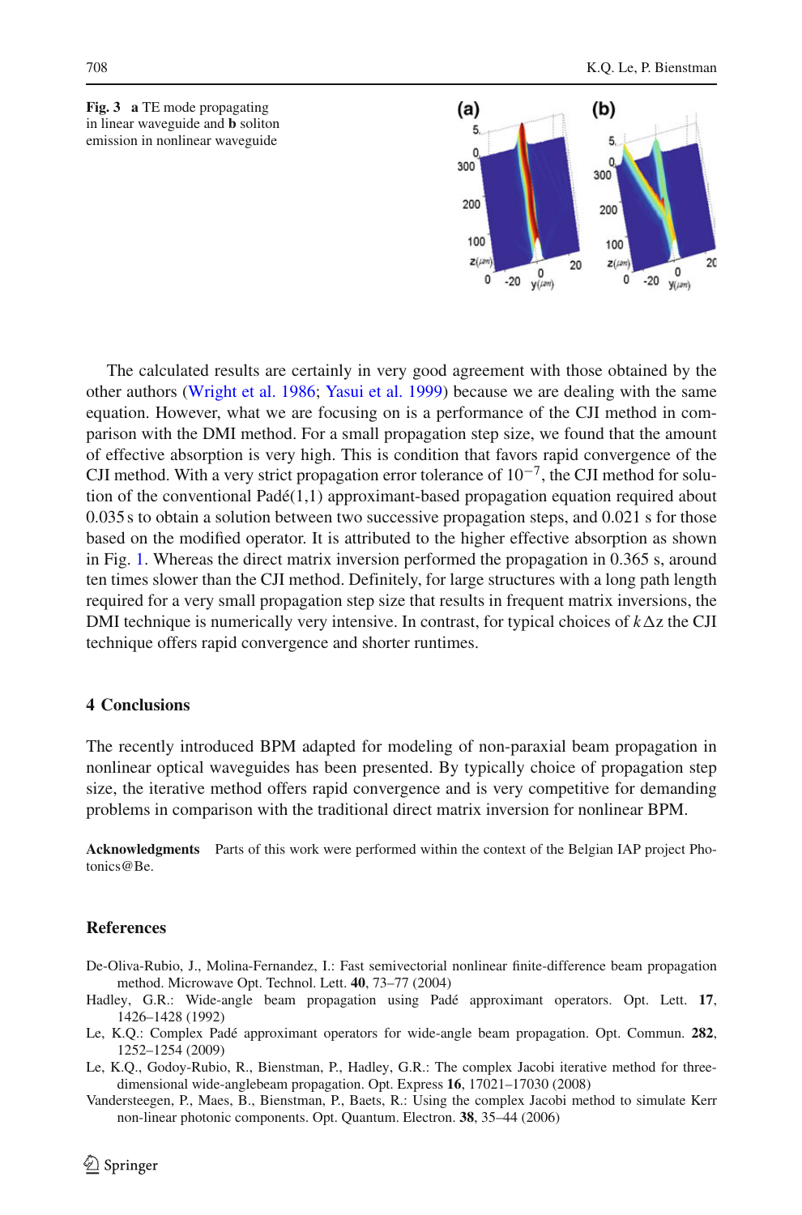**Fig. 3** **a** TE mode propagating in linear waveguide and **b** soliton emission in nonlinear waveguide

The calculated results are certainly in very good agreement with those obtained by the other authors (Wright et al. 1986; Yasui et al. 1999) because we are dealing with the same equation. However, what we are focusing on is a performance of the CJI method in comparison with the DMI method. For a small propagation step size, we found that the amount of effective absorption is very high. This is condition that favors rapid convergence of the CJI method. With a very strict propagation error tolerance of $10^{-7}$, the CJI method for solution of the conventional Padé(1,1) approximant-based propagation equation required about 0.035 s to obtain a solution between two successive propagation steps, and 0.021 s for those based on the modified operator. It is attributed to the higher effective absorption as shown in Fig. 1. Whereas the direct matrix inversion performed the propagation in 0.365 s, around ten times slower than the CJI method. Definitely, for large structures with a long path length required for a very small propagation step size that results in frequent matrix inversions, the DMI technique is numerically very intensive. In contrast, for typical choices of $k\Delta z$ the CJI technique offers rapid convergence and shorter runtimes.

## 4 Conclusions

The recently introduced BPM adapted for modeling of non-paraxial beam propagation in nonlinear optical waveguides has been presented. By typically choice of propagation step size, the iterative method offers rapid convergence and is very competitive for demanding problems in comparison with the traditional direct matrix inversion for nonlinear BPM.

**Acknowledgments** Parts of this work were performed within the context of the Belgian IAP project Photonics@Be.

## References

De-Oliva-Rubio, J., Molina-Fernandez, I.: Fast semivectorial nonlinear finite-difference beam propagation method. Microwave Opt. Technol. Lett. **40**, 73–77 (2004)

Hadley, G.R.: Wide-angle beam propagation using Padé approximant operators. Opt. Lett. **17**, 1426–1428 (1992)

Le, K.Q.: Complex Padé approximant operators for wide-angle beam propagation. Opt. Commun. **282**, 1252–1254 (2009)

Le, K.Q., Godoy-Rubio, R., Bienstman, P., Hadley, G.R.: The complex Jacobi iterative method for three-dimensional wide-anglebeam propagation. Opt. Express **16**, 17021–17030 (2008)

Vandersteegen, P., Maes, B., Bienstman, P., Baets, R.: Using the complex Jacobi method to simulate Kerr non-linear photonic components. Opt. Quantum. Electron. **38**, 35–44 (2006)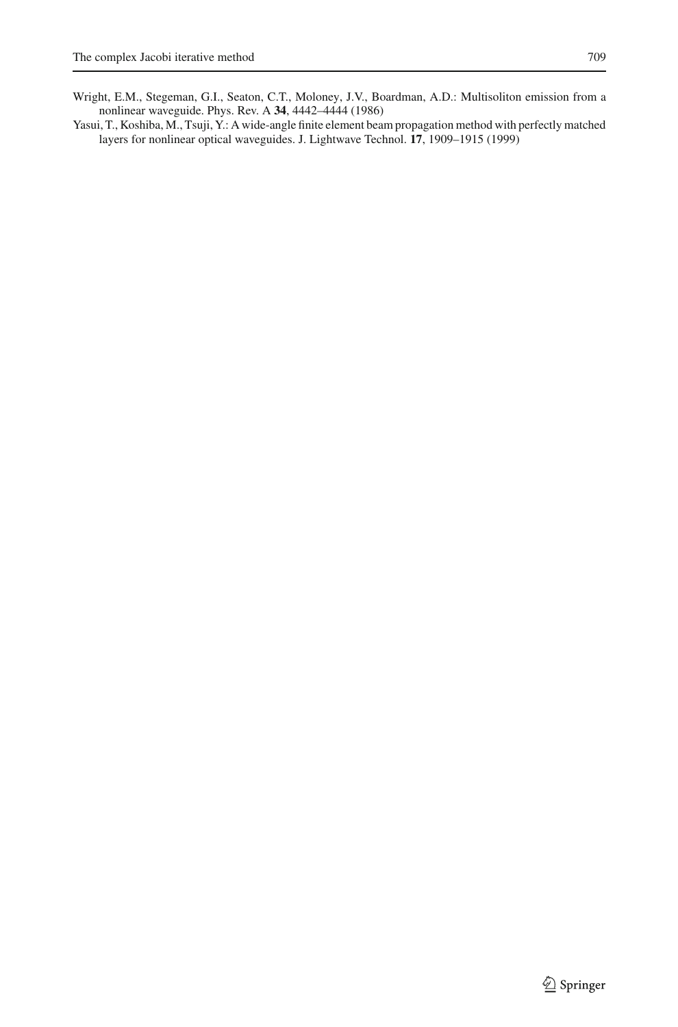Wright, E.M., Stegeman, G.I., Seaton, C.T., Moloney, J.V., Boardman, A.D.: Multisoliton emission from a nonlinear waveguide. Phys. Rev. A **34**, 4442–4444 (1986)

Yasui, T., Koshiba, M., Tsuji, Y.: A wide-angle finite element beam propagation method with perfectly matched layers for nonlinear optical waveguides. J. Lightwave Technol. **17**, 1909–1915 (1999)